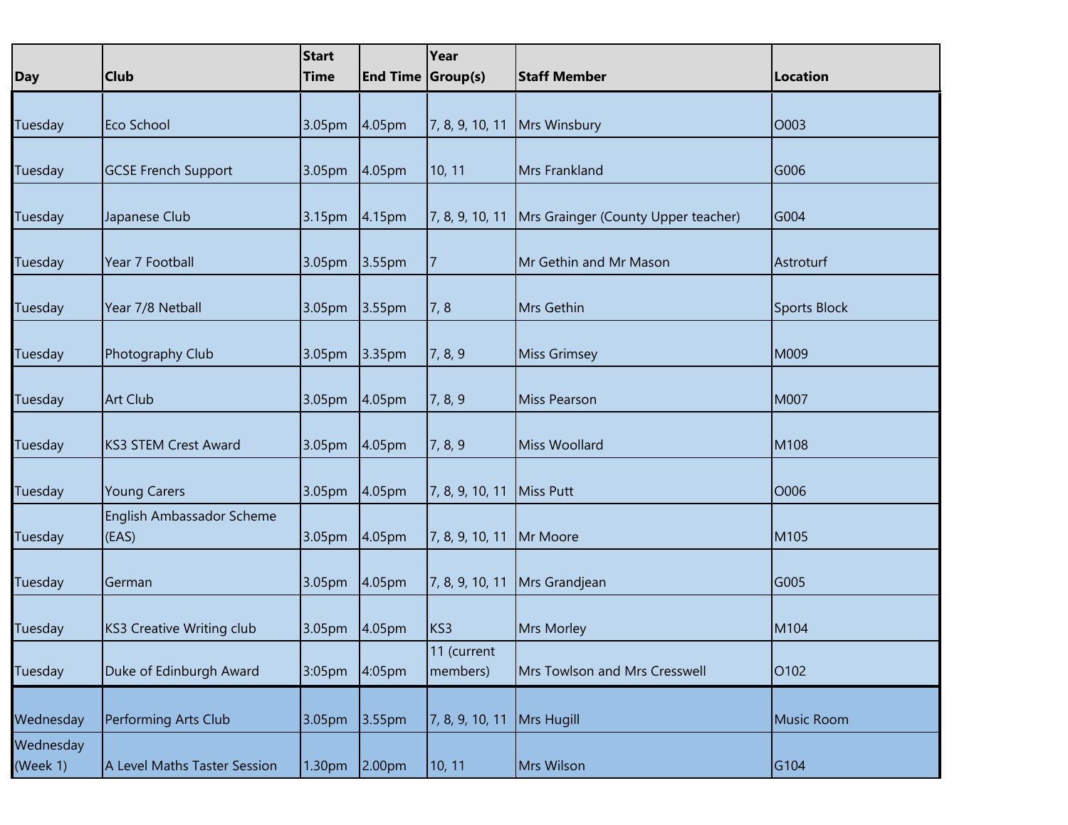| Day | Club | Start Time | End Time | Year Group(s) | Staff Member | Location |
|---|---|---|---|---|---|---|
| Tuesday | Eco School | 3.05pm | 4.05pm | 7, 8, 9, 10, 11 | Mrs Winsbury | O003 |
| Tuesday | GCSE French Support | 3.05pm | 4.05pm | 10, 11 | Mrs Frankland | G006 |
| Tuesday | Japanese Club | 3.15pm | 4.15pm | 7, 8, 9, 10, 11 | Mrs Grainger (County Upper teacher) | G004 |
| Tuesday | Year 7 Football | 3.05pm | 3.55pm | 7 | Mr Gethin and Mr Mason | Astroturf |
| Tuesday | Year 7/8 Netball | 3.05pm | 3.55pm | 7, 8 | Mrs Gethin | Sports Block |
| Tuesday | Photography Club | 3.05pm | 3.35pm | 7, 8, 9 | Miss Grimsey | M009 |
| Tuesday | Art Club | 3.05pm | 4.05pm | 7, 8, 9 | Miss Pearson | M007 |
| Tuesday | KS3 STEM Crest Award | 3.05pm | 4.05pm | 7, 8, 9 | Miss Woollard | M108 |
| Tuesday | Young Carers | 3.05pm | 4.05pm | 7, 8, 9, 10, 11 | Miss Putt | O006 |
| Tuesday | English Ambassador Scheme (EAS) | 3.05pm | 4.05pm | 7, 8, 9, 10, 11 | Mr Moore | M105 |
| Tuesday | German | 3.05pm | 4.05pm | 7, 8, 9, 10, 11 | Mrs Grandjean | G005 |
| Tuesday | KS3 Creative Writing club | 3.05pm | 4.05pm | KS3 | Mrs Morley | M104 |
| Tuesday | Duke of Edinburgh Award | 3:05pm | 4:05pm | 11 (current members) | Mrs Towlson and Mrs Cresswell | O102 |
| Wednesday | Performing Arts Club | 3.05pm | 3.55pm | 7, 8, 9, 10, 11 | Mrs Hugill | Music Room |
| Wednesday (Week 1) | A Level Maths Taster Session | 1.30pm | 2.00pm | 10, 11 | Mrs Wilson | G104 |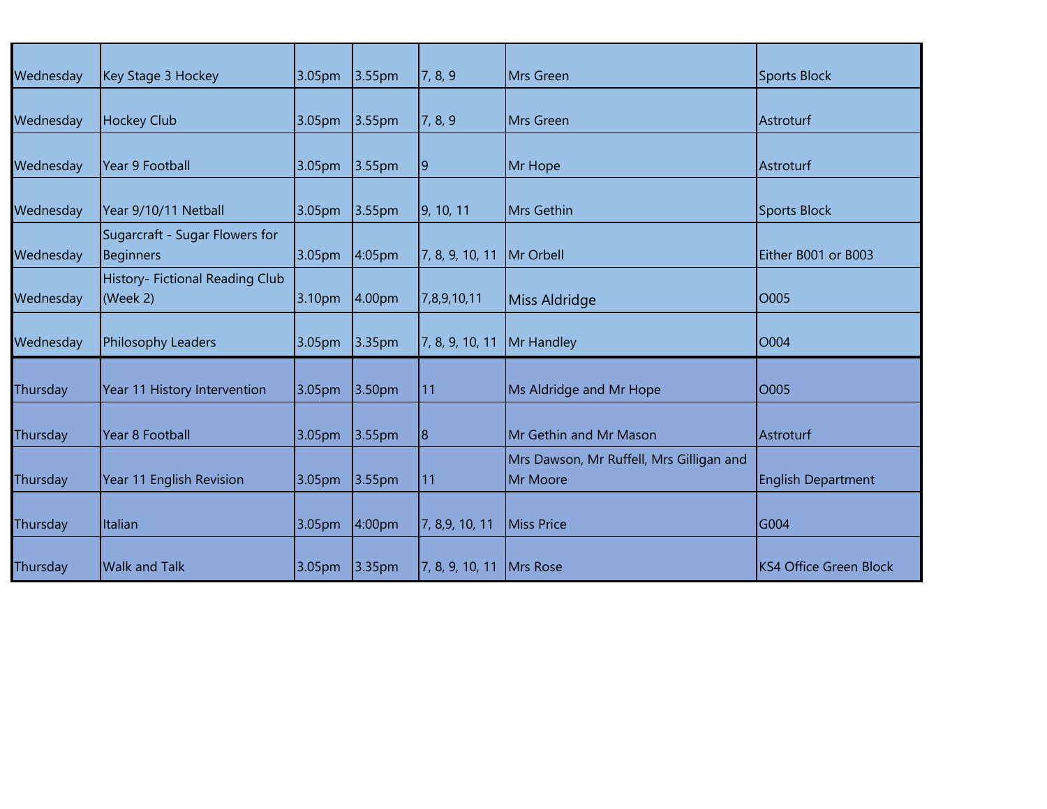| | | | | | | |
|---|---|---|---|---|---|---|
| Wednesday | Key Stage 3 Hockey | 3.05pm | 3.55pm | 7, 8, 9 | Mrs Green | Sports Block |
| Wednesday | Hockey Club | 3.05pm | 3.55pm | 7, 8, 9 | Mrs Green | Astroturf |
| Wednesday | Year 9 Football | 3.05pm | 3.55pm | 9 | Mr Hope | Astroturf |
| Wednesday | Year 9/10/11 Netball | 3.05pm | 3.55pm | 9, 10, 11 | Mrs Gethin | Sports Block |
| Wednesday | Sugarcraft - Sugar Flowers for Beginners | 3.05pm | 4:05pm | 7, 8, 9, 10, 11 | Mr Orbell | Either B001 or B003 |
| Wednesday | History- Fictional Reading Club (Week 2) | 3.10pm | 4.00pm | 7,8,9,10,11 | Miss Aldridge | O005 |
| Wednesday | Philosophy Leaders | 3.05pm | 3.35pm | 7, 8, 9, 10, 11 | Mr Handley | O004 |
| Thursday | Year 11 History Intervention | 3.05pm | 3.50pm | 11 | Ms Aldridge and Mr Hope | O005 |
| Thursday | Year 8 Football | 3.05pm | 3.55pm | 8 | Mr Gethin and Mr Mason | Astroturf |
| Thursday | Year 11 English Revision | 3.05pm | 3.55pm | 11 | Mrs Dawson, Mr Ruffell, Mrs Gilligan and Mr Moore | English Department |
| Thursday | Italian | 3.05pm | 4:00pm | 7, 8,9, 10, 11 | Miss Price | G004 |
| Thursday | Walk and Talk | 3.05pm | 3.35pm | 7, 8, 9, 10, 11 | Mrs Rose | KS4 Office Green Block |